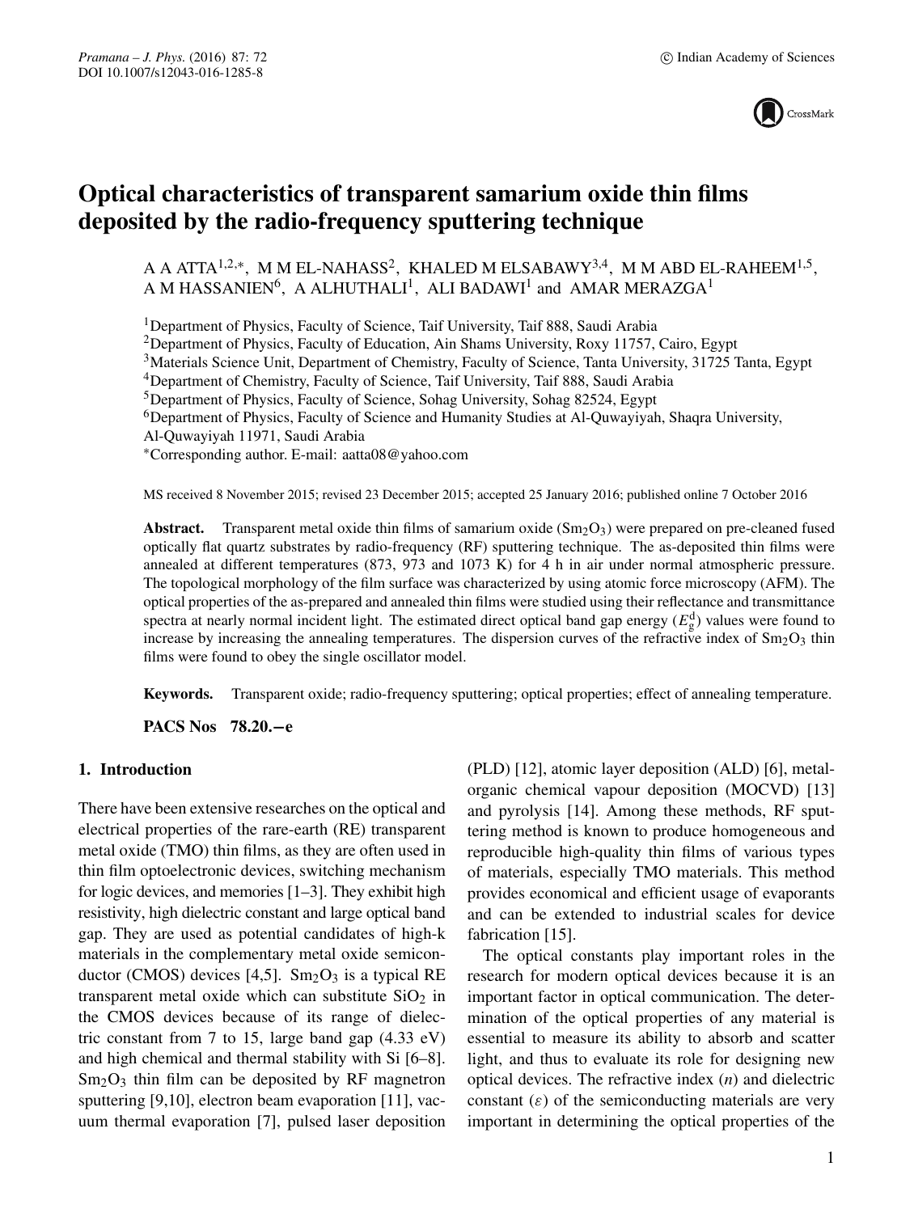# Optical characteristics of transparent samarium oxide thin films deposited by the radio-frequency sputtering technique

A A ATTA[1,2,*], M M EL-NAHASS[2], KHALED M ELSABAWY[3,4], M M ABD EL-RAHEEM[1,5], A M HASSANIEN[6], A ALHUTHALI[1], ALI BADAWI[1] and AMAR MERAZGA[1]

[1]Department of Physics, Faculty of Science, Taif University, Taif 888, Saudi Arabia
[2]Department of Physics, Faculty of Education, Ain Shams University, Roxy 11757, Cairo, Egypt
[3]Materials Science Unit, Department of Chemistry, Faculty of Science, Tanta University, 31725 Tanta, Egypt
[4]Department of Chemistry, Faculty of Science, Taif University, Taif 888, Saudi Arabia
[5]Department of Physics, Faculty of Science, Sohag University, Sohag 82524, Egypt
[6]Department of Physics, Faculty of Science and Humanity Studies at Al-Quwayiyah, Shaqra University, Al-Quwayiyah 11971, Saudi Arabia
[*]Corresponding author. E-mail: aatta08@yahoo.com

MS received 8 November 2015; revised 23 December 2015; accepted 25 January 2016; published online 7 October 2016

**Abstract.** Transparent metal oxide thin films of samarium oxide ($Sm_2O_3$) were prepared on pre-cleaned fused optically flat quartz substrates by radio-frequency (RF) sputtering technique. The as-deposited thin films were annealed at different temperatures (873, 973 and 1073 K) for 4 h in air under normal atmospheric pressure. The topological morphology of the film surface was characterized by using atomic force microscopy (AFM). The optical properties of the as-prepared and annealed thin films were studied using their reflectance and transmittance spectra at nearly normal incident light. The estimated direct optical band gap energy ($E_g^d$) values were found to increase by increasing the annealing temperatures. The dispersion curves of the refractive index of $Sm_2O_3$ thin films were found to obey the single oscillator model.

**Keywords.** Transparent oxide; radio-frequency sputtering; optical properties; effect of annealing temperature.

**PACS Nos 78.20.−e**

## 1. Introduction

There have been extensive researches on the optical and electrical properties of the rare-earth (RE) transparent metal oxide (TMO) thin films, as they are often used in thin film optoelectronic devices, switching mechanism for logic devices, and memories [1–3]. They exhibit high resistivity, high dielectric constant and large optical band gap. They are used as potential candidates of high-k materials in the complementary metal oxide semiconductor (CMOS) devices [4,5]. $Sm_2O_3$ is a typical RE transparent metal oxide which can substitute $SiO_2$ in the CMOS devices because of its range of dielectric constant from 7 to 15, large band gap (4.33 eV) and high chemical and thermal stability with Si [6–8]. $Sm_2O_3$ thin film can be deposited by RF magnetron sputtering [9,10], electron beam evaporation [11], vacuum thermal evaporation [7], pulsed laser deposition (PLD) [12], atomic layer deposition (ALD) [6], metal-organic chemical vapour deposition (MOCVD) [13] and pyrolysis [14]. Among these methods, RF sputtering method is known to produce homogeneous and reproducible high-quality thin films of various types of materials, especially TMO materials. This method provides economical and efficient usage of evaporants and can be extended to industrial scales for device fabrication [15].

The optical constants play important roles in the research for modern optical devices because it is an important factor in optical communication. The determination of the optical properties of any material is essential to measure its ability to absorb and scatter light, and thus to evaluate its role for designing new optical devices. The refractive index ($n$) and dielectric constant ($\varepsilon$) of the semiconducting materials are very important in determining the optical properties of the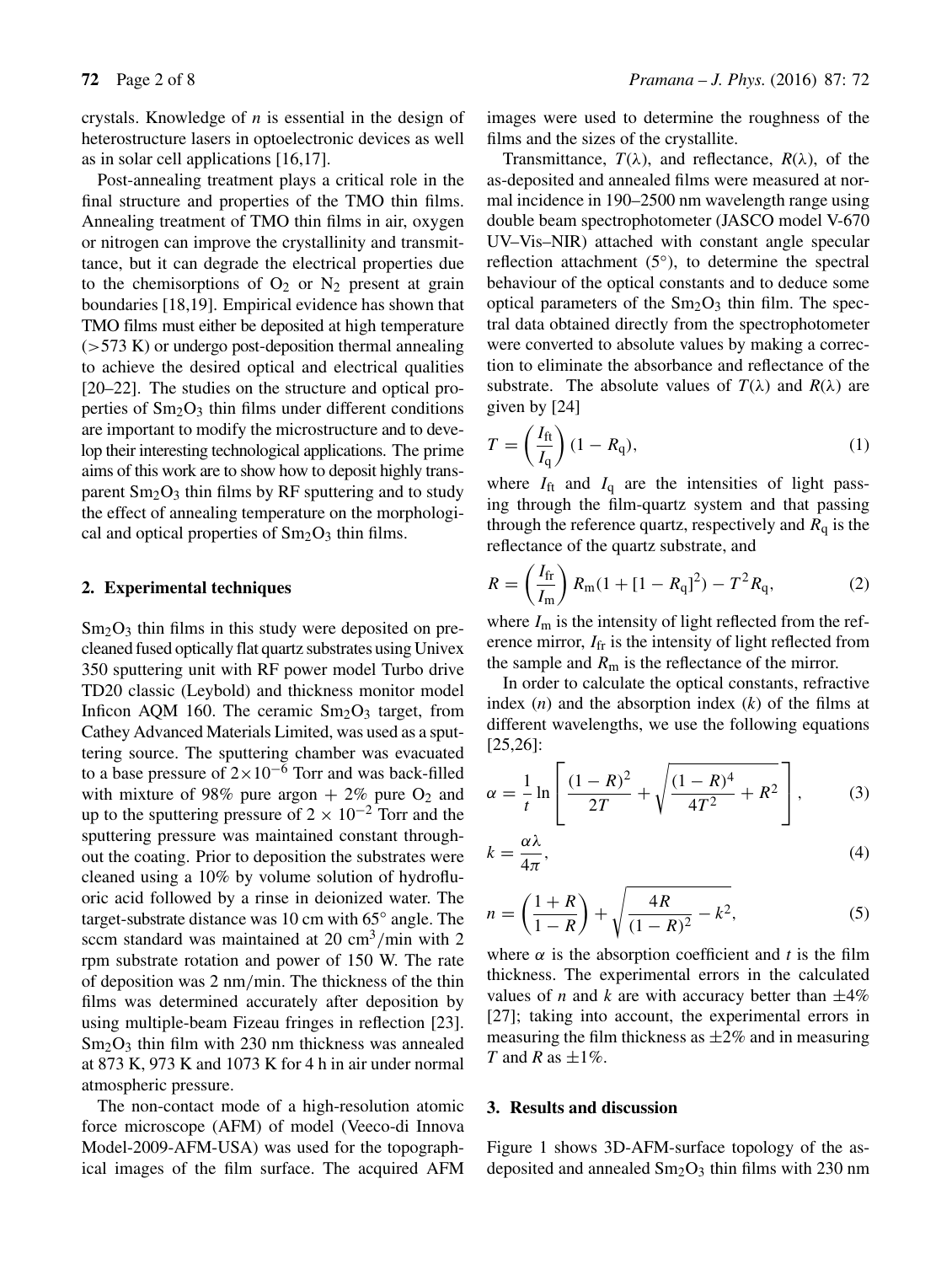crystals. Knowledge of $n$ is essential in the design of heterostructure lasers in optoelectronic devices as well as in solar cell applications [16,17].

Post-annealing treatment plays a critical role in the final structure and properties of the TMO thin films. Annealing treatment of TMO thin films in air, oxygen or nitrogen can improve the crystallinity and transmittance, but it can degrade the electrical properties due to the chemisorptions of $O_2$ or $N_2$ present at grain boundaries [18,19]. Empirical evidence has shown that TMO films must either be deposited at high temperature (>573 K) or undergo post-deposition thermal annealing to achieve the desired optical and electrical qualities [20–22]. The studies on the structure and optical properties of $Sm_2O_3$ thin films under different conditions are important to modify the microstructure and to develop their interesting technological applications. The prime aims of this work are to show how to deposit highly transparent $Sm_2O_3$ thin films by RF sputtering and to study the effect of annealing temperature on the morphological and optical properties of $Sm_2O_3$ thin films.

## 2. Experimental techniques

$Sm_2O_3$ thin films in this study were deposited on precleaned fused optically flat quartz substrates using Univex 350 sputtering unit with RF power model Turbo drive TD20 classic (Leybold) and thickness monitor model Inficon AQM 160. The ceramic $Sm_2O_3$ target, from Cathey Advanced Materials Limited, was used as a sputtering source. The sputtering chamber was evacuated to a base pressure of $2\times10^{-6}$ Torr and was back-filled with mixture of 98% pure argon + 2% pure $O_2$ and up to the sputtering pressure of $2 \times 10^{-2}$ Torr and the sputtering pressure was maintained constant throughout the coating. Prior to deposition the substrates were cleaned using a 10% by volume solution of hydrofluoric acid followed by a rinse in deionized water. The target-substrate distance was 10 cm with 65° angle. The sccm standard was maintained at 20 $cm^3$/min with 2 rpm substrate rotation and power of 150 W. The rate of deposition was 2 nm/min. The thickness of the thin films was determined accurately after deposition by using multiple-beam Fizeau fringes in reflection [23]. $Sm_2O_3$ thin film with 230 nm thickness was annealed at 873 K, 973 K and 1073 K for 4 h in air under normal atmospheric pressure.

The non-contact mode of a high-resolution atomic force microscope (AFM) of model (Veeco-di Innova Model-2009-AFM-USA) was used for the topographical images of the film surface. The acquired AFM images were used to determine the roughness of the films and the sizes of the crystallite.

Transmittance, $T(\lambda)$, and reflectance, $R(\lambda)$, of the as-deposited and annealed films were measured at normal incidence in 190–2500 nm wavelength range using double beam spectrophotometer (JASCO model V-670 UV–Vis–NIR) attached with constant angle specular reflection attachment (5°), to determine the spectral behaviour of the optical constants and to deduce some optical parameters of the $Sm_2O_3$ thin film. The spectral data obtained directly from the spectrophotometer were converted to absolute values by making a correction to eliminate the absorbance and reflectance of the substrate. The absolute values of $T(\lambda)$ and $R(\lambda)$ are given by [24]

$$T = \left(\frac{I_{ft}}{I_q}\right)(1 - R_q), \tag{1}$$

where $I_{ft}$ and $I_q$ are the intensities of light passing through the film-quartz system and that passing through the reference quartz, respectively and $R_q$ is the reflectance of the quartz substrate, and

$$R = \left(\frac{I_{fr}}{I_m}\right)R_m(1 + [1 - R_q]^2) - T^2R_q, \tag{2}$$

where $I_m$ is the intensity of light reflected from the reference mirror, $I_{fr}$ is the intensity of light reflected from the sample and $R_m$ is the reflectance of the mirror.

In order to calculate the optical constants, refractive index ($n$) and the absorption index ($k$) of the films at different wavelengths, we use the following equations [25,26]:

$$\alpha = \frac{1}{t}\ln\left[\frac{(1-R)^2}{2T} + \sqrt{\frac{(1-R)^4}{4T^2} + R^2}\right], \tag{3}$$

$$k = \frac{\alpha\lambda}{4\pi}, \tag{4}$$

$$n = \left(\frac{1+R}{1-R}\right) + \sqrt{\frac{4R}{(1-R)^2} - k^2}, \tag{5}$$

where $\alpha$ is the absorption coefficient and $t$ is the film thickness. The experimental errors in the calculated values of $n$ and $k$ are with accuracy better than ±4% [27]; taking into account, the experimental errors in measuring the film thickness as ±2% and in measuring $T$ and $R$ as ±1%.

## 3. Results and discussion

Figure 1 shows 3D-AFM-surface topology of the as-deposited and annealed $Sm_2O_3$ thin films with 230 nm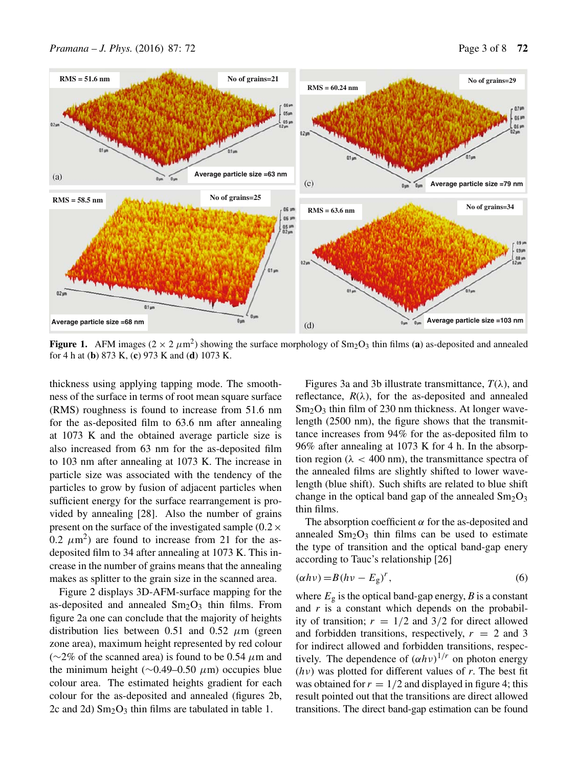**Figure 1.** AFM images ($2 \times 2\ \mu m^2$) showing the surface morphology of $Sm_2O_3$ thin films (**a**) as-deposited and annealed for 4 h at (**b**) 873 K, (**c**) 973 K and (**d**) 1073 K.

thickness using applying tapping mode. The smoothness of the surface in terms of root mean square surface (RMS) roughness is found to increase from 51.6 nm for the as-deposited film to 63.6 nm after annealing at 1073 K and the obtained average particle size is also increased from 63 nm for the as-deposited film to 103 nm after annealing at 1073 K. The increase in particle size was associated with the tendency of the particles to grow by fusion of adjacent particles when sufficient energy for the surface rearrangement is provided by annealing [28]. Also the number of grains present on the surface of the investigated sample ($0.2 \times 0.2\ \mu m^2$) are found to increase from 21 for the as-deposited film to 34 after annealing at 1073 K. This increase in the number of grains means that the annealing makes as splitter to the grain size in the scanned area.

Figure 2 displays 3D-AFM-surface mapping for the as-deposited and annealed $Sm_2O_3$ thin films. From figure 2a one can conclude that the majority of heights distribution lies between 0.51 and 0.52 $\mu$m (green zone area), maximum height represented by red colour (∼2% of the scanned area) is found to be 0.54 $\mu$m and the minimum height (∼0.49–0.50 $\mu$m) occupies blue colour area. The estimated heights gradient for each colour for the as-deposited and annealed (figures 2b, 2c and 2d) $Sm_2O_3$ thin films are tabulated in table 1.

Figures 3a and 3b illustrate transmittance, $T(\lambda)$, and reflectance, $R(\lambda)$, for the as-deposited and annealed $Sm_2O_3$ thin film of 230 nm thickness. At longer wavelength (2500 nm), the figure shows that the transmittance increases from 94% for the as-deposited film to 96% after annealing at 1073 K for 4 h. In the absorption region ($\lambda < 400$ nm), the transmittance spectra of the annealed films are slightly shifted to lower wavelength (blue shift). Such shifts are related to blue shift change in the optical band gap of the annealed $Sm_2O_3$ thin films.

The absorption coefficient $\alpha$ for the as-deposited and annealed $Sm_2O_3$ thin films can be used to estimate the type of transition and the optical band-gap enery according to Tauc's relationship [26]

$$(\alpha h\nu) = B(h\nu - E_g)^r, \tag{6}$$

where $E_g$ is the optical band-gap energy, $B$ is a constant and $r$ is a constant which depends on the probability of transition; $r = 1/2$ and $3/2$ for direct allowed and forbidden transitions, respectively, $r = 2$ and 3 for indirect allowed and forbidden transitions, respectively. The dependence of $(\alpha h\nu)^{1/r}$ on photon energy ($h\nu$) was plotted for different values of $r$. The best fit was obtained for $r = 1/2$ and displayed in figure 4; this result pointed out that the transitions are direct allowed transitions. The direct band-gap estimation can be found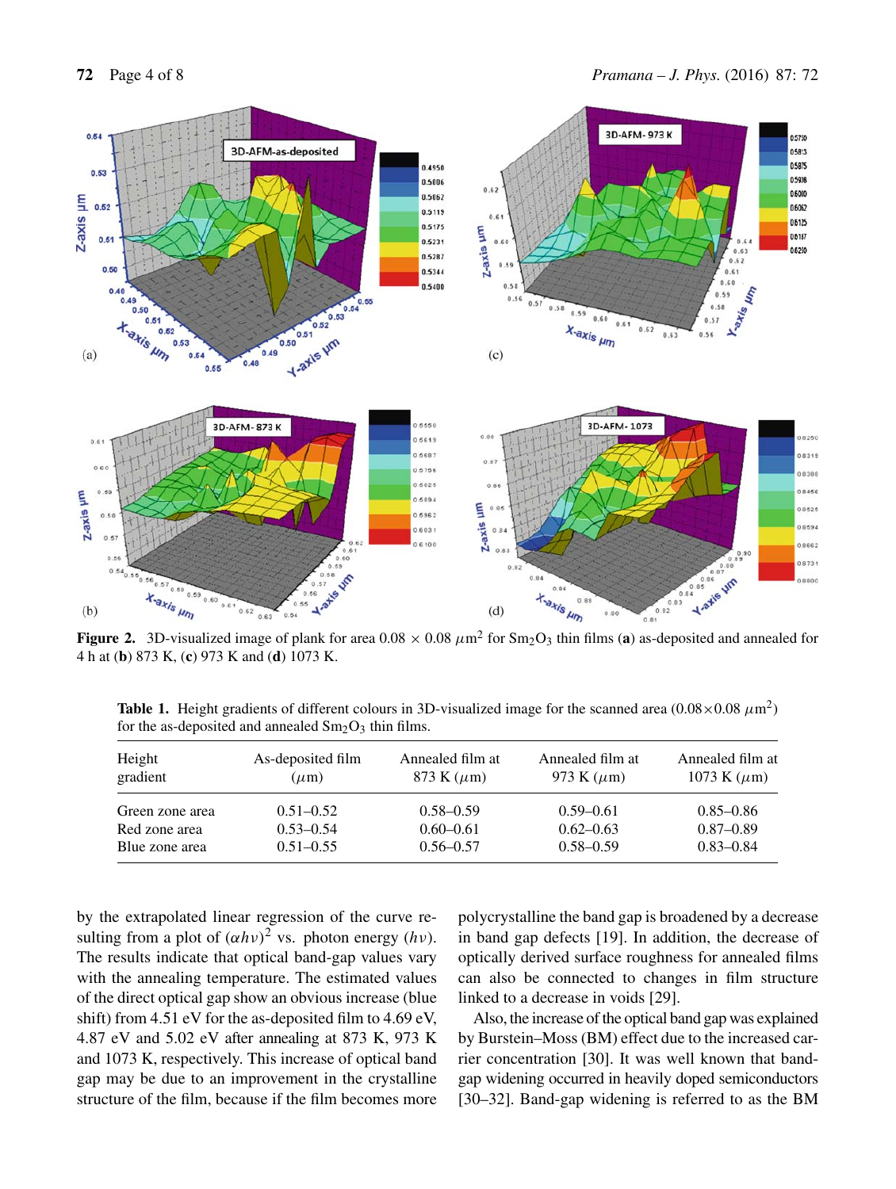**Figure 2.** 3D-visualized image of plank for area 0.08 × 0.08 $\mu$m$^2$ for $Sm_2O_3$ thin films (**a**) as-deposited and annealed for 4 h at (**b**) 873 K, (**c**) 973 K and (**d**) 1073 K.

**Table 1.** Height gradients of different colours in 3D-visualized image for the scanned area (0.08×0.08 $\mu$m$^2$) for the as-deposited and annealed $Sm_2O_3$ thin films.

| Height gradient | As-deposited film ($\mu$m) | Annealed film at 873 K ($\mu$m) | Annealed film at 973 K ($\mu$m) | Annealed film at 1073 K ($\mu$m) |
|---|---|---|---|---|
| Green zone area | 0.51–0.52 | 0.58–0.59 | 0.59–0.61 | 0.85–0.86 |
| Red zone area | 0.53–0.54 | 0.60–0.61 | 0.62–0.63 | 0.87–0.89 |
| Blue zone area | 0.51–0.55 | 0.56–0.57 | 0.58–0.59 | 0.83–0.84 |

by the extrapolated linear regression of the curve resulting from a plot of $(\alpha h\nu)^2$ vs. photon energy ($h\nu$). The results indicate that optical band-gap values vary with the annealing temperature. The estimated values of the direct optical gap show an obvious increase (blue shift) from 4.51 eV for the as-deposited film to 4.69 eV, 4.87 eV and 5.02 eV after annealing at 873 K, 973 K and 1073 K, respectively. This increase of optical band gap may be due to an improvement in the crystalline structure of the film, because if the film becomes more polycrystalline the band gap is broadened by a decrease in band gap defects [19]. In addition, the decrease of optically derived surface roughness for annealed films can also be connected to changes in film structure linked to a decrease in voids [29].

Also, the increase of the optical band gap was explained by Burstein–Moss (BM) effect due to the increased carrier concentration [30]. It was well known that band-gap widening occurred in heavily doped semiconductors [30–32]. Band-gap widening is referred to as the BM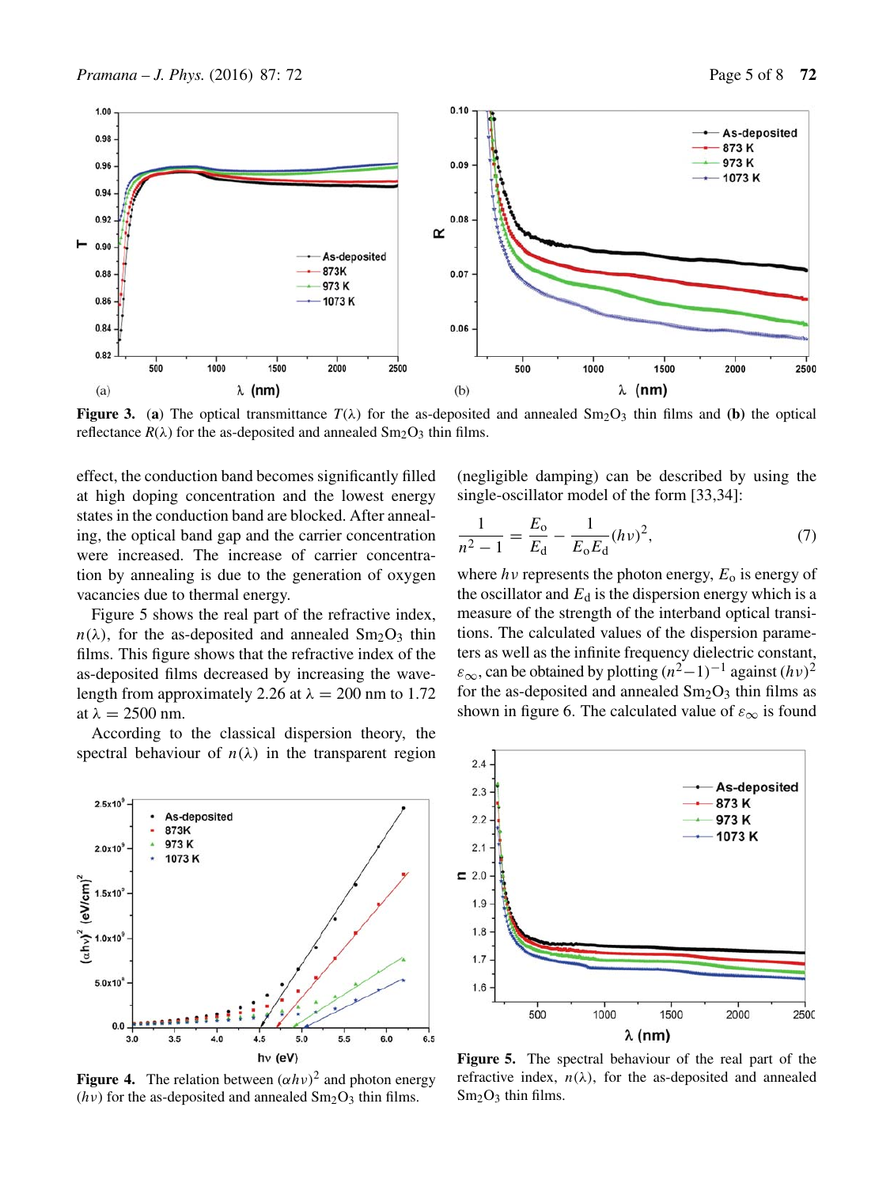**Figure 3.** (**a**) The optical transmittance $T(\lambda)$ for the as-deposited and annealed $Sm_2O_3$ thin films and (**b**) the optical reflectance $R(\lambda)$ for the as-deposited and annealed $Sm_2O_3$ thin films.

effect, the conduction band becomes significantly filled at high doping concentration and the lowest energy states in the conduction band are blocked. After annealing, the optical band gap and the carrier concentration were increased. The increase of carrier concentration by annealing is due to the generation of oxygen vacancies due to thermal energy.

Figure 5 shows the real part of the refractive index, $n(\lambda)$, for the as-deposited and annealed $Sm_2O_3$ thin films. This figure shows that the refractive index of the as-deposited films decreased by increasing the wavelength from approximately 2.26 at $\lambda = 200$ nm to 1.72 at $\lambda = 2500$ nm.

According to the classical dispersion theory, the spectral behaviour of $n(\lambda)$ in the transparent region (negligible damping) can be described by using the single-oscillator model of the form [33,34]:

$$\frac{1}{n^2-1} = \frac{E_o}{E_d} - \frac{1}{E_o E_d}(h\nu)^2, \tag{7}$$

where $h\nu$ represents the photon energy, $E_o$ is energy of the oscillator and $E_d$ is the dispersion energy which is a measure of the strength of the interband optical transitions. The calculated values of the dispersion parameters as well as the infinite frequency dielectric constant, $\varepsilon_\infty$, can be obtained by plotting $(n^2-1)^{-1}$ against $(h\nu)^2$ for the as-deposited and annealed $Sm_2O_3$ thin films as shown in figure 6. The calculated value of $\varepsilon_\infty$ is found

**Figure 4.** The relation between $(\alpha h\nu)^2$ and photon energy $(h\nu)$ for the as-deposited and annealed $Sm_2O_3$ thin films.

**Figure 5.** The spectral behaviour of the real part of the refractive index, $n(\lambda)$, for the as-deposited and annealed $Sm_2O_3$ thin films.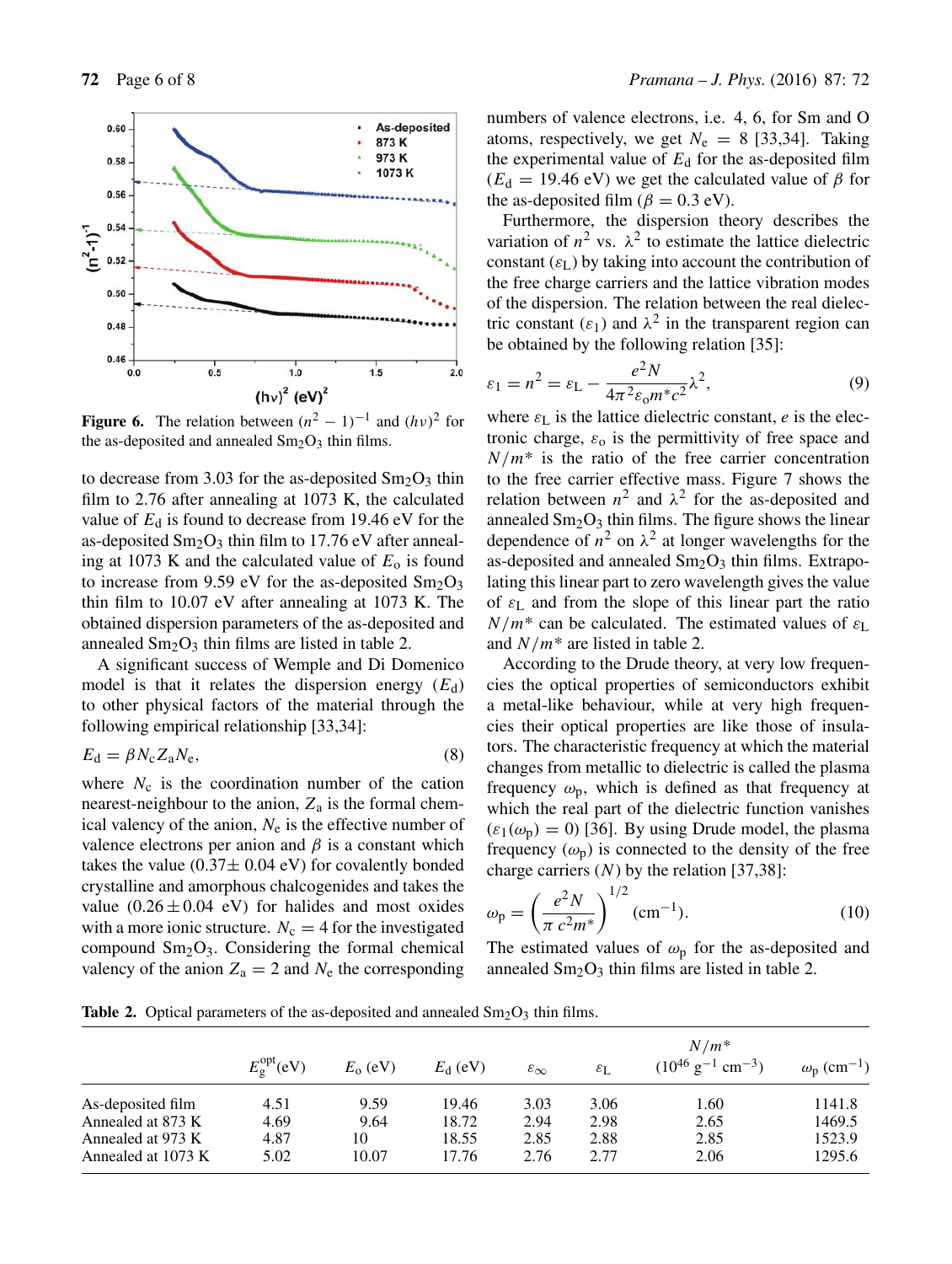**Figure 6.** The relation between $(n^2 - 1)^{-1}$ and $(h\nu)^2$ for the as-deposited and annealed $Sm_2O_3$ thin films.

to decrease from 3.03 for the as-deposited $Sm_2O_3$ thin film to 2.76 after annealing at 1073 K, the calculated value of $E_d$ is found to decrease from 19.46 eV for the as-deposited $Sm_2O_3$ thin film to 17.76 eV after annealing at 1073 K and the calculated value of $E_o$ is found to increase from 9.59 eV for the as-deposited $Sm_2O_3$ thin film to 10.07 eV after annealing at 1073 K. The obtained dispersion parameters of the as-deposited and annealed $Sm_2O_3$ thin films are listed in table 2.

A significant success of Wemple and Di Domenico model is that it relates the dispersion energy ($E_d$) to other physical factors of the material through the following empirical relationship [33,34]:

$$E_d = \beta N_c Z_a N_e, \tag{8}$$

where $N_c$ is the coordination number of the cation nearest-neighbour to the anion, $Z_a$ is the formal chemical valency of the anion, $N_e$ is the effective number of valence electrons per anion and $\beta$ is a constant which takes the value ($0.37\pm 0.04$ eV) for covalently bonded crystalline and amorphous chalcogenides and takes the value ($0.26 \pm 0.04$ eV) for halides and most oxides with a more ionic structure. $N_c = 4$ for the investigated compound $Sm_2O_3$. Considering the formal chemical valency of the anion $Z_a = 2$ and $N_e$ the corresponding numbers of valence electrons, i.e. 4, 6, for Sm and O atoms, respectively, we get $N_e = 8$ [33,34]. Taking the experimental value of $E_d$ for the as-deposited film ($E_d = 19.46$ eV) we get the calculated value of $\beta$ for the as-deposited film ($\beta = 0.3$ eV).

Furthermore, the dispersion theory describes the variation of $n^2$ vs. $\lambda^2$ to estimate the lattice dielectric constant ($\varepsilon_L$) by taking into account the contribution of the free charge carriers and the lattice vibration modes of the dispersion. The relation between the real dielectric constant ($\varepsilon_1$) and $\lambda^2$ in the transparent region can be obtained by the following relation [35]:

$$\varepsilon_1 = n^2 = \varepsilon_L - \frac{e^2 N}{4\pi^2 \varepsilon_o m^* c^2}\lambda^2, \tag{9}$$

where $\varepsilon_L$ is the lattice dielectric constant, $e$ is the electronic charge, $\varepsilon_o$ is the permittivity of free space and $N/m^*$ is the ratio of the free carrier concentration to the free carrier effective mass. Figure 7 shows the relation between $n^2$ and $\lambda^2$ for the as-deposited and annealed $Sm_2O_3$ thin films. The figure shows the linear dependence of $n^2$ on $\lambda^2$ at longer wavelengths for the as-deposited and annealed $Sm_2O_3$ thin films. Extrapolating this linear part to zero wavelength gives the value of $\varepsilon_L$ and from the slope of this linear part the ratio $N/m^*$ can be calculated. The estimated values of $\varepsilon_L$ and $N/m^*$ are listed in table 2.

According to the Drude theory, at very low frequencies the optical properties of semiconductors exhibit a metal-like behaviour, while at very high frequencies their optical properties are like those of insulators. The characteristic frequency at which the material changes from metallic to dielectric is called the plasma frequency $\omega_p$, which is defined as that frequency at which the real part of the dielectric function vanishes ($\varepsilon_1(\omega_p) = 0$) [36]. By using Drude model, the plasma frequency ($\omega_p$) is connected to the density of the free charge carriers ($N$) by the relation [37,38]:

$$\omega_p = \left(\frac{e^2 N}{\pi c^2 m^*}\right)^{1/2} \ (\mathrm{cm}^{-1}). \tag{10}$$

The estimated values of $\omega_p$ for the as-deposited and annealed $Sm_2O_3$ thin films are listed in table 2.

**Table 2.** Optical parameters of the as-deposited and annealed $Sm_2O_3$ thin films.

| | $E_g^{opt}$(eV) | $E_o$ (eV) | $E_d$ (eV) | $\varepsilon_\infty$ | $\varepsilon_L$ | $N/m^*$ ($10^{46}$ g$^{-1}$ cm$^{-3}$) | $\omega_p$ (cm$^{-1}$) |
|---|---|---|---|---|---|---|---|
| As-deposited film | 4.51 | 9.59 | 19.46 | 3.03 | 3.06 | 1.60 | 1141.8 |
| Annealed at 873 K | 4.69 | 9.64 | 18.72 | 2.94 | 2.98 | 2.65 | 1469.5 |
| Annealed at 973 K | 4.87 | 10 | 18.55 | 2.85 | 2.88 | 2.85 | 1523.9 |
| Annealed at 1073 K | 5.02 | 10.07 | 17.76 | 2.76 | 2.77 | 2.06 | 1295.6 |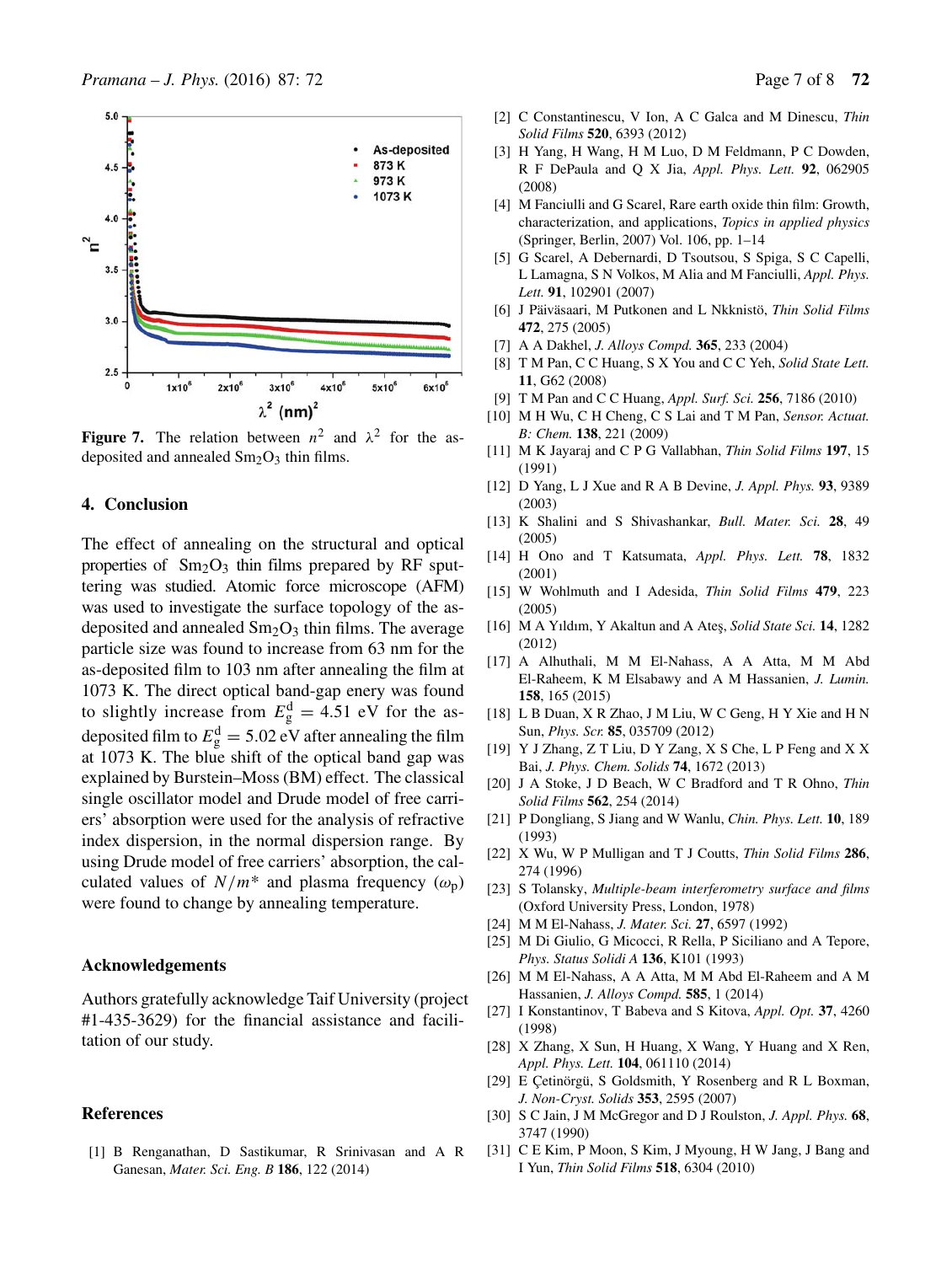**Figure 7.** The relation between $n^2$ and $\lambda^2$ for the as-deposited and annealed $Sm_2O_3$ thin films.

## 4. Conclusion

The effect of annealing on the structural and optical properties of $Sm_2O_3$ thin films prepared by RF sputtering was studied. Atomic force microscope (AFM) was used to investigate the surface topology of the as-deposited and annealed $Sm_2O_3$ thin films. The average particle size was found to increase from 63 nm for the as-deposited film to 103 nm after annealing the film at 1073 K. The direct optical band-gap enery was found to slightly increase from $E_g^d = 4.51$ eV for the as-deposited film to $E_g^d = 5.02$ eV after annealing the film at 1073 K. The blue shift of the optical band gap was explained by Burstein–Moss (BM) effect. The classical single oscillator model and Drude model of free carriers' absorption were used for the analysis of refractive index dispersion, in the normal dispersion range. By using Drude model of free carriers' absorption, the calculated values of $N/m^*$ and plasma frequency ($\omega_p$) were found to change by annealing temperature.

## Acknowledgements

Authors gratefully acknowledge Taif University (project #1-435-3629) for the financial assistance and facilitation of our study.

## References

[1] B Renganathan, D Sastikumar, R Srinivasan and A R Ganesan, *Mater. Sci. Eng. B* **186**, 122 (2014)

[2] C Constantinescu, V Ion, A C Galca and M Dinescu, *Thin Solid Films* **520**, 6393 (2012)

[3] H Yang, H Wang, H M Luo, D M Feldmann, P C Dowden, R F DePaula and Q X Jia, *Appl. Phys. Lett.* **92**, 062905 (2008)

[4] M Fanciulli and G Scarel, Rare earth oxide thin film: Growth, characterization, and applications, *Topics in applied physics* (Springer, Berlin, 2007) Vol. 106, pp. 1–14

[5] G Scarel, A Debernardi, D Tsoutsou, S Spiga, S C Capelli, L Lamagna, S N Volkos, M Alia and M Fanciulli, *Appl. Phys. Lett.* **91**, 102901 (2007)

[6] J Päiväsaari, M Putkonen and L Nkknistö, *Thin Solid Films* **472**, 275 (2005)

[7] A A Dakhel, *J. Alloys Compd.* **365**, 233 (2004)

[8] T M Pan, C C Huang, S X You and C C Yeh, *Solid State Lett.* **11**, G62 (2008)

[9] T M Pan and C C Huang, *Appl. Surf. Sci.* **256**, 7186 (2010)

[10] M H Wu, C H Cheng, C S Lai and T M Pan, *Sensor. Actuat. B: Chem.* **138**, 221 (2009)

[11] M K Jayaraj and C P G Vallabhan, *Thin Solid Films* **197**, 15 (1991)

[12] D Yang, L J Xue and R A B Devine, *J. Appl. Phys.* **93**, 9389 (2003)

[13] K Shalini and S Shivashankar, *Bull. Mater. Sci.* **28**, 49 (2005)

[14] H Ono and T Katsumata, *Appl. Phys. Lett.* **78**, 1832 (2001)

[15] W Wohlmuth and I Adesida, *Thin Solid Films* **479**, 223 (2005)

[16] M A Yıldım, Y Akaltun and A Ateş, *Solid State Sci.* **14**, 1282 (2012)

[17] A Alhuthali, M M El-Nahass, A A Atta, M M Abd El-Raheem, K M Elsabawy and A M Hassanien, *J. Lumin.* **158**, 165 (2015)

[18] L B Duan, X R Zhao, J M Liu, W C Geng, H Y Xie and H N Sun, *Phys. Scr.* **85**, 035709 (2012)

[19] Y J Zhang, Z T Liu, D Y Zang, X S Che, L P Feng and X X Bai, *J. Phys. Chem. Solids* **74**, 1672 (2013)

[20] J A Stoke, J D Beach, W C Bradford and T R Ohno, *Thin Solid Films* **562**, 254 (2014)

[21] P Dongliang, S Jiang and W Wanlu, *Chin. Phys. Lett.* **10**, 189 (1993)

[22] X Wu, W P Mulligan and T J Coutts, *Thin Solid Films* **286**, 274 (1996)

[23] S Tolansky, *Multiple-beam interferometry surface and films* (Oxford University Press, London, 1978)

[24] M M El-Nahass, *J. Mater. Sci.* **27**, 6597 (1992)

[25] M Di Giulio, G Micocci, R Rella, P Siciliano and A Tepore, *Phys. Status Solidi A* **136**, K101 (1993)

[26] M M El-Nahass, A A Atta, M M Abd El-Raheem and A M Hassanien, *J. Alloys Compd.* **585**, 1 (2014)

[27] I Konstantinov, T Babeva and S Kitova, *Appl. Opt.* **37**, 4260 (1998)

[28] X Zhang, X Sun, H Huang, X Wang, Y Huang and X Ren, *Appl. Phys. Lett.* **104**, 061110 (2014)

[29] E Çetinörgü, S Goldsmith, Y Rosenberg and R L Boxman, *J. Non-Cryst. Solids* **353**, 2595 (2007)

[30] S C Jain, J M McGregor and D J Roulston, *J. Appl. Phys.* **68**, 3747 (1990)

[31] C E Kim, P Moon, S Kim, J Myoung, H W Jang, J Bang and I Yun, *Thin Solid Films* **518**, 6304 (2010)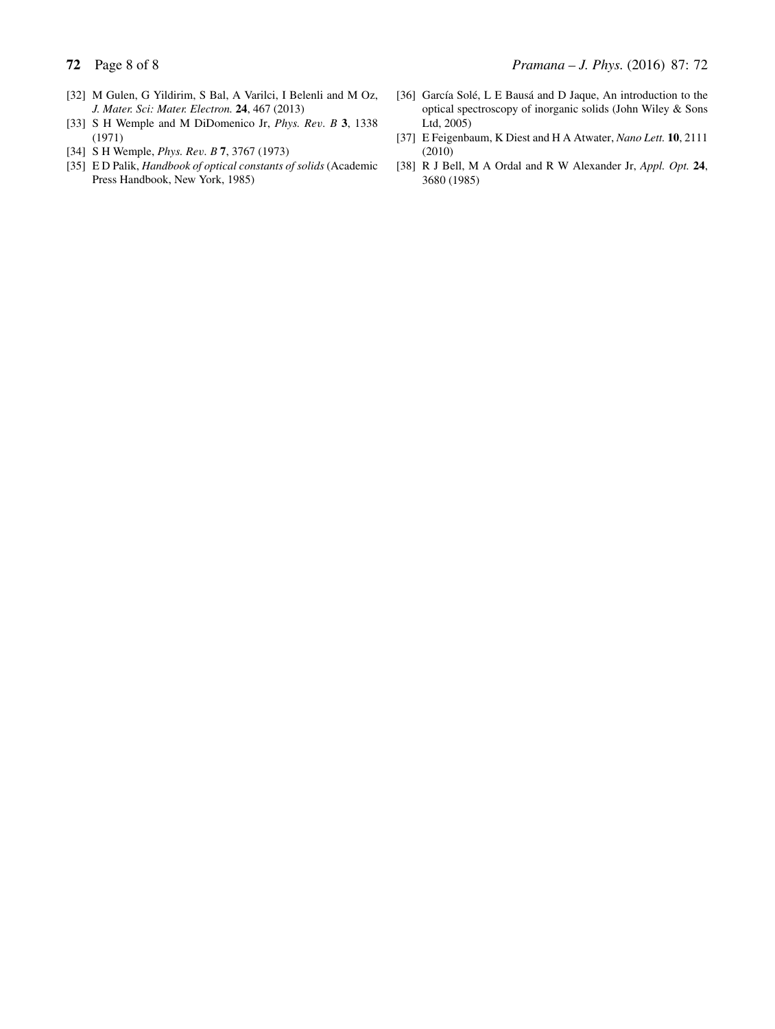[32] M Gulen, G Yildirim, S Bal, A Varilci, I Belenli and M Oz, *J. Mater. Sci: Mater. Electron.* **24**, 467 (2013)

[33] S H Wemple and M DiDomenico Jr, *Phys. Rev. B* **3**, 1338 (1971)

[34] S H Wemple, *Phys. Rev. B* **7**, 3767 (1973)

[35] E D Palik, *Handbook of optical constants of solids* (Academic Press Handbook, New York, 1985)

[36] García Solé, L E Bausá and D Jaque, An introduction to the optical spectroscopy of inorganic solids (John Wiley & Sons Ltd, 2005)

[37] E Feigenbaum, K Diest and H A Atwater, *Nano Lett.* **10**, 2111 (2010)

[38] R J Bell, M A Ordal and R W Alexander Jr, *Appl. Opt.* **24**, 3680 (1985)